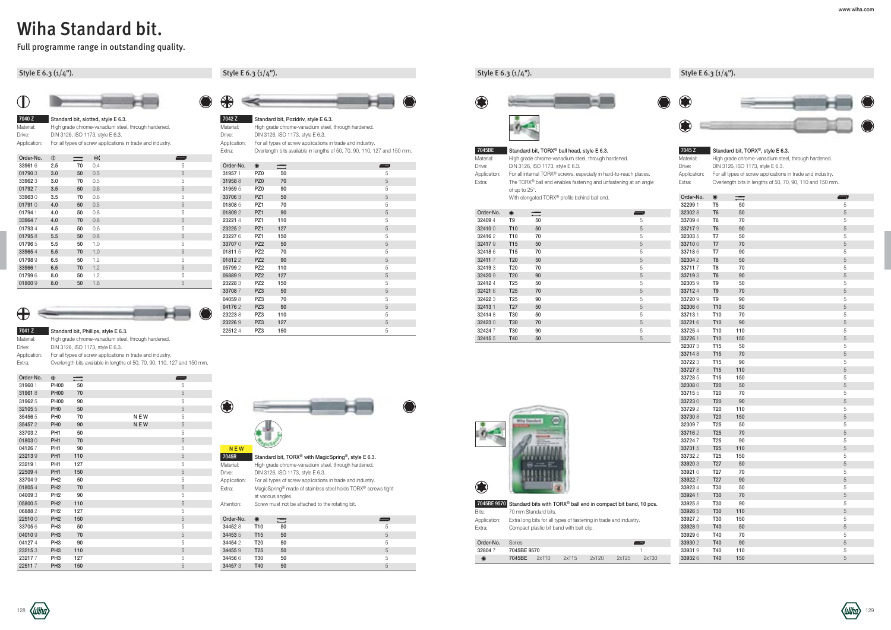# Wiha Standard bit.

Full programme range in outstanding quality.

## Style E 6.3 (1/4").

**7040 Z** Standard bit, slotted, style E 6.3.

Material: High grade chrome-vanadium steel, through hardened.
Drive: DIN 3126, ISO 1173, style E 6.3.
Application: For all types of screw applications in trade and industry.

| Order-No. | | | | |
|---|---|---|---|---|
| 33961 6 | 2.5 | 70 | 0.4 | 5 |
| 01790 3 | 3.0 | 50 | 0.5 | 5 |
| 33962 3 | 3.0 | 70 | 0.5 | 5 |
| 01792 7 | 3.5 | 50 | 0.6 | 5 |
| 33963 0 | 3.5 | 70 | 0.6 | 5 |
| 01791 0 | 4.0 | 50 | 0.5 | 5 |
| 01794 1 | 4.0 | 50 | 0.8 | 5 |
| 33964 7 | 4.0 | 70 | 0.8 | 5 |
| 01793 4 | 4.5 | 50 | 0.6 | 5 |
| 01795 8 | 5.5 | 50 | 0.8 | 5 |
| 01796 5 | 5.5 | 50 | 1.0 | 5 |
| 33965 4 | 5.5 | 70 | 1.0 | 5 |
| 01798 9 | 6.5 | 50 | 1.2 | 5 |
| 33966 1 | 6.5 | 70 | 1.2 | 5 |
| 01799 6 | 8.0 | 50 | 1.2 | 5 |
| 01800 9 | 8.0 | 50 | 1.6 | 5 |

**7041 Z** Standard bit, Phillips, style E 6.3.

Material: High grade chrome-vanadium steel, through hardened.
Drive: DIN 3126, ISO 1173, style E 6.3.
Application: For all types of screw applications in trade and industry.
Extra: Overlength bits available in lengths of 50, 70, 90, 110, 127 and 150 mm.

| Order-No. | | | | |
|---|---|---|---|---|
| 31960 1 | PH00 | 50 | | 5 |
| 31961 8 | PH00 | 70 | | 5 |
| 31962 5 | PH00 | 90 | | 5 |
| 32105 5 | PH0 | 50 | | 5 |
| 35456 5 | PH0 | 70 | NEW | 5 |
| 35457 2 | PH0 | 90 | NEW | 5 |
| 33703 2 | PH1 | 50 | | 5 |
| 01803 0 | PH1 | 70 | | 5 |
| 04126 7 | PH1 | 90 | | 5 |
| 23213 9 | PH1 | 110 | | 5 |
| 23219 1 | PH1 | 127 | | 5 |
| 22509 4 | PH1 | 150 | | 5 |
| 33704 9 | PH2 | 50 | | 5 |
| 01805 4 | PH2 | 70 | | 5 |
| 04009 3 | PH2 | 90 | | 5 |
| 05800 5 | PH2 | 110 | | 5 |
| 06888 2 | PH2 | 127 | | 5 |
| 22510 0 | PH2 | 150 | | 5 |
| 33705 6 | PH3 | 50 | | 5 |
| 04010 9 | PH3 | 70 | | 5 |
| 04127 4 | PH3 | 90 | | 5 |
| 23215 3 | PH3 | 110 | | 5 |
| 23217 7 | PH3 | 127 | | 5 |
| 22511 7 | PH3 | 150 | | 5 |

## Style E 6.3 (1/4").

**7042 Z** Standard bit, Pozidriv, style E 6.3.

Material: High grade chrome-vanadium steel, through hardened.
Drive: DIN 3126, ISO 1173, style E 6.3.
Application: For all types of screw applications in trade and industry.
Extra: Overlength bits available in lengths of 50, 70, 90, 110, 127 and 150 mm.

| Order-No. | | | |
|---|---|---|---|
| 31957 1 | PZ0 | 50 | 5 |
| 31958 8 | PZ0 | 70 | 5 |
| 31959 5 | PZ0 | 90 | 5 |
| 33706 3 | PZ1 | 50 | 5 |
| 01808 5 | PZ1 | 70 | 5 |
| 01809 2 | PZ1 | 90 | 5 |
| 23221 4 | PZ1 | 110 | 5 |
| 23225 2 | PZ1 | 127 | 5 |
| 23227 6 | PZ1 | 150 | 5 |
| 33707 0 | PZ2 | 50 | 5 |
| 01811 5 | PZ2 | 70 | 5 |
| 01812 2 | PZ2 | 90 | 5 |
| 05799 2 | PZ2 | 110 | 5 |
| 06889 9 | PZ2 | 127 | 5 |
| 23228 3 | PZ2 | 150 | 5 |
| 33708 7 | PZ3 | 50 | 5 |
| 04059 8 | PZ3 | 70 | 5 |
| 04176 2 | PZ3 | 90 | 5 |
| 23223 8 | PZ3 | 110 | 5 |
| 23226 9 | PZ3 | 127 | 5 |
| 22512 4 | PZ3 | 150 | 5 |

NEW

**7045R** Standard bit, TORX® with MagicSpring®, style E 6.3.

Material: High grade chrome-vanadium steel, through hardened.
Drive: DIN 3126, ISO 1173, style E 6.3.
Application: For all types of screw applications in trade and industry.
Extra: MagicSpring® made of stainless steel holds TORX® screws tight at various angles.
Attention: Screw must not be attached to the rotating bit.

| Order-No. | | | |
|---|---|---|---|
| 34452 8 | T10 | 50 | 5 |
| 34453 5 | T15 | 50 | 5 |
| 34454 2 | T20 | 50 | 5 |
| 34455 9 | T25 | 50 | 5 |
| 34456 6 | T30 | 50 | 5 |
| 34457 3 | T40 | 50 | 5 |

## Style E 6.3 (1/4").

**7045BE** Standard bit, TORX® ball head, style E 6.3.

Material: High grade chrome-vanadium steel, through hardened.
Drive: DIN 3126, ISO 1173, style E 6.3.
Application: For all internal TORX® screws, especially in hard-to-reach places.
Extra: The TORX® ball end enables fastening and unfastening at an angle of up to 25°.
With elongated TORX® profile behind ball end.

| Order-No. | | | |
|---|---|---|---|
| 32409 4 | T9 | 50 | 5 |
| 32410 0 | T10 | 50 | 5 |
| 32416 2 | T10 | 70 | 5 |
| 32417 9 | T15 | 50 | 5 |
| 32418 6 | T15 | 70 | 5 |
| 32411 7 | T20 | 50 | 5 |
| 32419 3 | T20 | 70 | 5 |
| 32420 9 | T20 | 90 | 5 |
| 32412 4 | T25 | 50 | 5 |
| 32421 6 | T25 | 70 | 5 |
| 32422 3 | T25 | 90 | 5 |
| 32413 1 | T27 | 50 | 5 |
| 32414 8 | T30 | 50 | 5 |
| 32423 0 | T30 | 70 | 5 |
| 32424 7 | T30 | 90 | 5 |
| 32415 5 | T40 | 50 | 5 |

**7045BE 9570** Standard bits with TORX® ball end in compact bit band, 10 pcs.

Bits: 70 mm Standard bits.
Application: Extra long bits for all types of fastening in trade and industry.
Extra: Compact plastic bit band with belt clip.

| Order-No. | Series | | | | | |
|---|---|---|---|---|---|---|
| 32804 7 | 7045BE 9570 | | | | | 1 |
| | 7045BE | 2xT10 | 2xT15 | 2xT20 | 2xT25 | 2xT30 |

## Style E 6.3 (1/4").

**7045 Z** Standard bit, TORX®, style E 6.3.

Material: High grade chrome-vanadium steel, through hardened.
Drive: DIN 3126, ISO 1173, style E 6.3.
Application: For all types of screw applications in trade and industry.
Extra: Overlength bits available in lengths of 50, 70, 90, 110 and 150 mm.

| Order-No. | | | |
|---|---|---|---|
| 32299 1 | T5 | 50 | 5 |
| 32302 8 | T6 | 50 | 5 |
| 33709 4 | T6 | 70 | 5 |
| 33717 9 | T6 | 90 | 5 |
| 32303 5 | T7 | 50 | 5 |
| 33710 0 | T7 | 70 | 5 |
| 33718 6 | T7 | 90 | 5 |
| 32304 2 | T8 | 50 | 5 |
| 33711 7 | T8 | 70 | 5 |
| 33719 3 | T8 | 90 | 5 |
| 32305 9 | T9 | 50 | 5 |
| 33712 4 | T9 | 70 | 5 |
| 33720 9 | T9 | 90 | 5 |
| 32306 6 | T10 | 50 | 5 |
| 33713 1 | T10 | 70 | 5 |
| 33721 6 | T10 | 90 | 5 |
| 33725 4 | T10 | 110 | 5 |
| 33726 1 | T10 | 150 | 5 |
| 32307 3 | T15 | 50 | 5 |
| 33714 8 | T15 | 70 | 5 |
| 33722 3 | T15 | 90 | 5 |
| 33727 8 | T15 | 110 | 5 |
| 33728 5 | T15 | 150 | 5 |
| 32308 0 | T20 | 50 | 5 |
| 33715 5 | T20 | 70 | 5 |
| 33723 0 | T20 | 90 | 5 |
| 33729 2 | T20 | 110 | 5 |
| 33730 8 | T20 | 150 | 5 |
| 32309 7 | T25 | 50 | 5 |
| 33716 2 | T25 | 70 | 5 |
| 33724 7 | T25 | 90 | 5 |
| 33731 5 | T25 | 110 | 5 |
| 33732 2 | T25 | 150 | 5 |
| 33920 3 | T27 | 50 | 5 |
| 33921 0 | T27 | 70 | 5 |
| 33922 7 | T27 | 90 | 5 |
| 33923 4 | T30 | 50 | 5 |
| 33924 1 | T30 | 70 | 5 |
| 33925 8 | T30 | 90 | 5 |
| 33926 5 | T30 | 110 | 5 |
| 33927 2 | T30 | 150 | 5 |
| 33928 9 | T40 | 50 | 5 |
| 33929 6 | T40 | 70 | 5 |
| 33930 2 | T40 | 90 | 5 |
| 33931 9 | T40 | 110 | 5 |
| 33932 6 | T40 | 150 | 5 |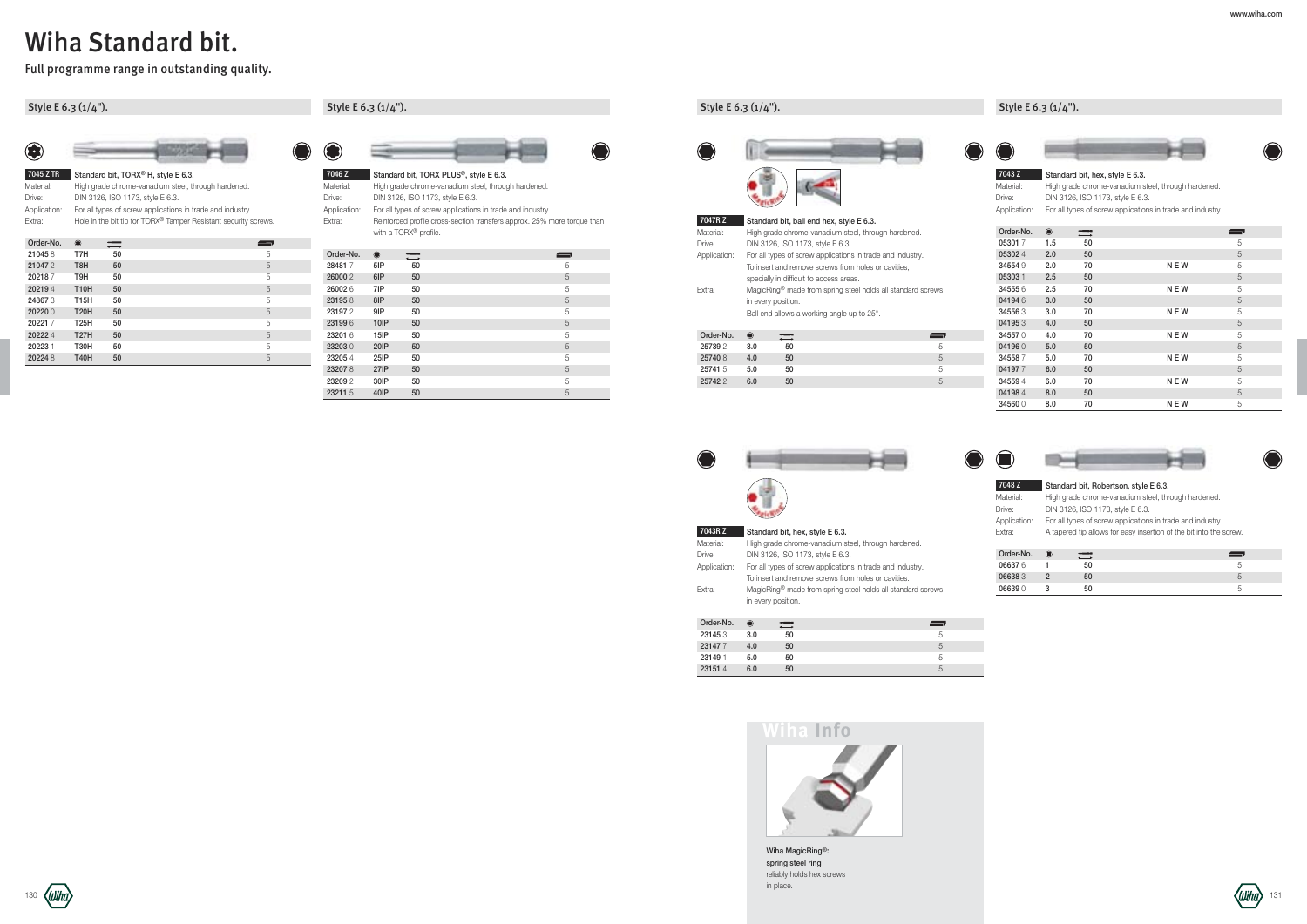# Wiha Standard bit.

Full programme range in outstanding quality.

## Style E 6.3 (1/4").

**7045 Z TR** Standard bit, TORX® H, style E 6.3.

Material: High grade chrome-vanadium steel, through hardened.
Drive: DIN 3126, ISO 1173, style E 6.3.
Application: For all types of screw applications in trade and industry.
Extra: Hole in the bit tip for TORX® Tamper Resistant security screws.

| Order-No. | | | |
|---|---|---|---|
| 21045 8 | T7H | 50 | 5 |
| 21047 2 | T8H | 50 | 5 |
| 20218 7 | T9H | 50 | 5 |
| 20219 4 | T10H | 50 | 5 |
| 24867 3 | T15H | 50 | 5 |
| 20220 0 | T20H | 50 | 5 |
| 20221 7 | T25H | 50 | 5 |
| 20222 4 | T27H | 50 | 5 |
| 20223 1 | T30H | 50 | 5 |
| 20224 8 | T40H | 50 | 5 |

## Style E 6.3 (1/4").

**7046 Z** Standard bit, TORX PLUS®, style E 6.3.

Material: High grade chrome-vanadium steel, through hardened.
Drive: DIN 3126, ISO 1173, style E 6.3.
Application: For all types of screw applications in trade and industry.
Extra: Reinforced profile cross-section transfers approx. 25% more torque than with a TORX® profile.

| Order-No. | | | |
|---|---|---|---|
| 28481 7 | 5IP | 50 | 5 |
| 26000 2 | 6IP | 50 | 5 |
| 26002 6 | 7IP | 50 | 5 |
| 23195 8 | 8IP | 50 | 5 |
| 23197 2 | 9IP | 50 | 5 |
| 23199 6 | 10IP | 50 | 5 |
| 23201 6 | 15IP | 50 | 5 |
| 23203 0 | 20IP | 50 | 5 |
| 23205 4 | 25IP | 50 | 5 |
| 23207 8 | 27IP | 50 | 5 |
| 23209 2 | 30IP | 50 | 5 |
| 23211 5 | 40IP | 50 | 5 |

## Style E 6.3 (1/4").

**7047R Z** Standard bit, ball end hex, style E 6.3.

Material: High grade chrome-vanadium steel, through hardened.
Drive: DIN 3126, ISO 1173, style E 6.3.
Application: For all types of screw applications in trade and industry. To insert and remove screws from holes or cavities, specially in difficult to access areas.
Extra: MagicRing® made from spring steel holds all standard screws in every position. Ball end allows a working angle up to 25°.

| Order-No. | | | |
|---|---|---|---|
| 25739 2 | 3.0 | 50 | 5 |
| 25740 8 | 4.0 | 50 | 5 |
| 25741 5 | 5.0 | 50 | 5 |
| 25742 2 | 6.0 | 50 | 5 |

**7043R Z** Standard bit, hex, style E 6.3.

Material: High grade chrome-vanadium steel, through hardened.
Drive: DIN 3126, ISO 1173, style E 6.3.
Application: For all types of screw applications in trade and industry. To insert and remove screws from holes or cavities.
Extra: MagicRing® made from spring steel holds all standard screws in every position.

| Order-No. | | | |
|---|---|---|---|
| 23145 3 | 3.0 | 50 | 5 |
| 23147 7 | 4.0 | 50 | 5 |
| 23149 1 | 5.0 | 50 | 5 |
| 23151 4 | 6.0 | 50 | 5 |

**Wiha Info**

**Wiha MagicRing®: spring steel ring** reliably holds hex screws in place.

## Style E 6.3 (1/4").

**7043 Z** Standard bit, hex, style E 6.3.

Material: High grade chrome-vanadium steel, through hardened.
Drive: DIN 3126, ISO 1173, style E 6.3.
Application: For all types of screw applications in trade and industry.

| Order-No. | | | | |
|---|---|---|---|---|
| 05301 7 | 1.5 | 50 | | 5 |
| 05302 4 | 2.0 | 50 | | 5 |
| 34554 9 | 2.0 | 70 | NEW | 5 |
| 05303 1 | 2.5 | 50 | | 5 |
| 34555 6 | 2.5 | 70 | NEW | 5 |
| 04194 6 | 3.0 | 50 | | 5 |
| 34556 3 | 3.0 | 70 | NEW | 5 |
| 04195 3 | 4.0 | 50 | | 5 |
| 34557 0 | 4.0 | 70 | NEW | 5 |
| 04196 0 | 5.0 | 50 | | 5 |
| 34558 7 | 5.0 | 70 | NEW | 5 |
| 04197 7 | 6.0 | 50 | | 5 |
| 34559 4 | 6.0 | 70 | NEW | 5 |
| 04198 4 | 8.0 | 50 | | 5 |
| 34560 0 | 8.0 | 70 | NEW | 5 |

**7048 Z** Standard bit, Robertson, style E 6.3.

Material: High grade chrome-vanadium steel, through hardened.
Drive: DIN 3126, ISO 1173, style E 6.3.
Application: For all types of screw applications in trade and industry.
Extra: A tapered tip allows for easy insertion of the bit into the screw.

| Order-No. | | | |
|---|---|---|---|
| 06637 6 | 1 | 50 | 5 |
| 06638 3 | 2 | 50 | 5 |
| 06639 0 | 3 | 50 | 5 |